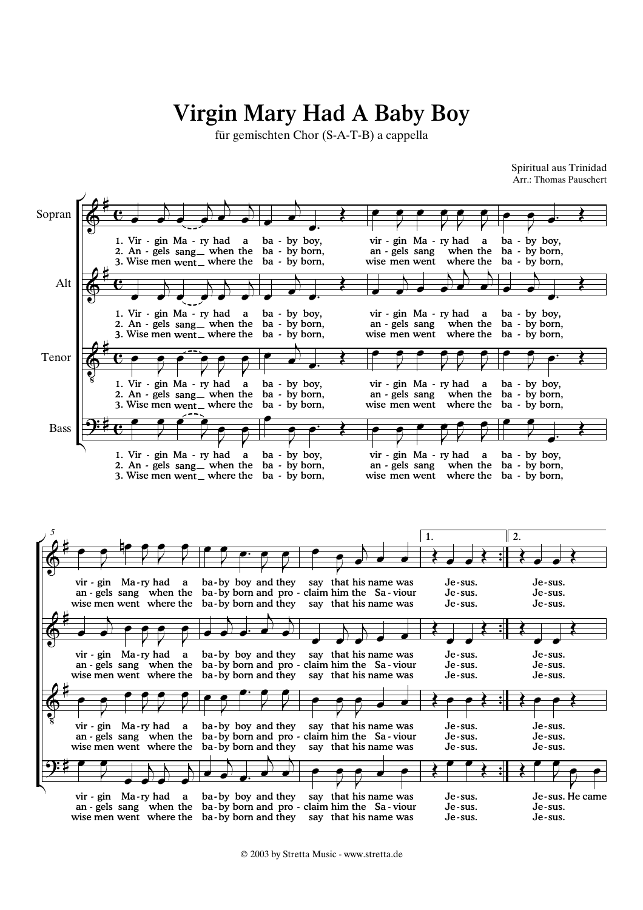# Virgin Mary Had A Baby Boy

für gemischten Chor (S-A-T-B) a cappella

Spiritual aus Trinidad
Arr.: Thomas Pauschert

Sopran / Alt / Tenor / Bass

1. Vir - gin Ma - ry had a ba - by boy, vir - gin Ma - ry had a ba - by boy,
2. An - gels sang _ when the ba - by born, an - gels sang when the ba - by born,
3. Wise men went _ where the ba - by born, wise men went where the ba - by born,

vir - gin Ma - ry had a ba - by boy and they say that his name was Je - sus. Je - sus.
an - gels sang when the ba - by born and pro - claim him the Sa - viour Je - sus. Je - sus.
wise men went where the ba - by born and they say that his name was Je - sus. Je - sus.

Bass: Je - sus. He came

© 2003 by Stretta Music - www.stretta.de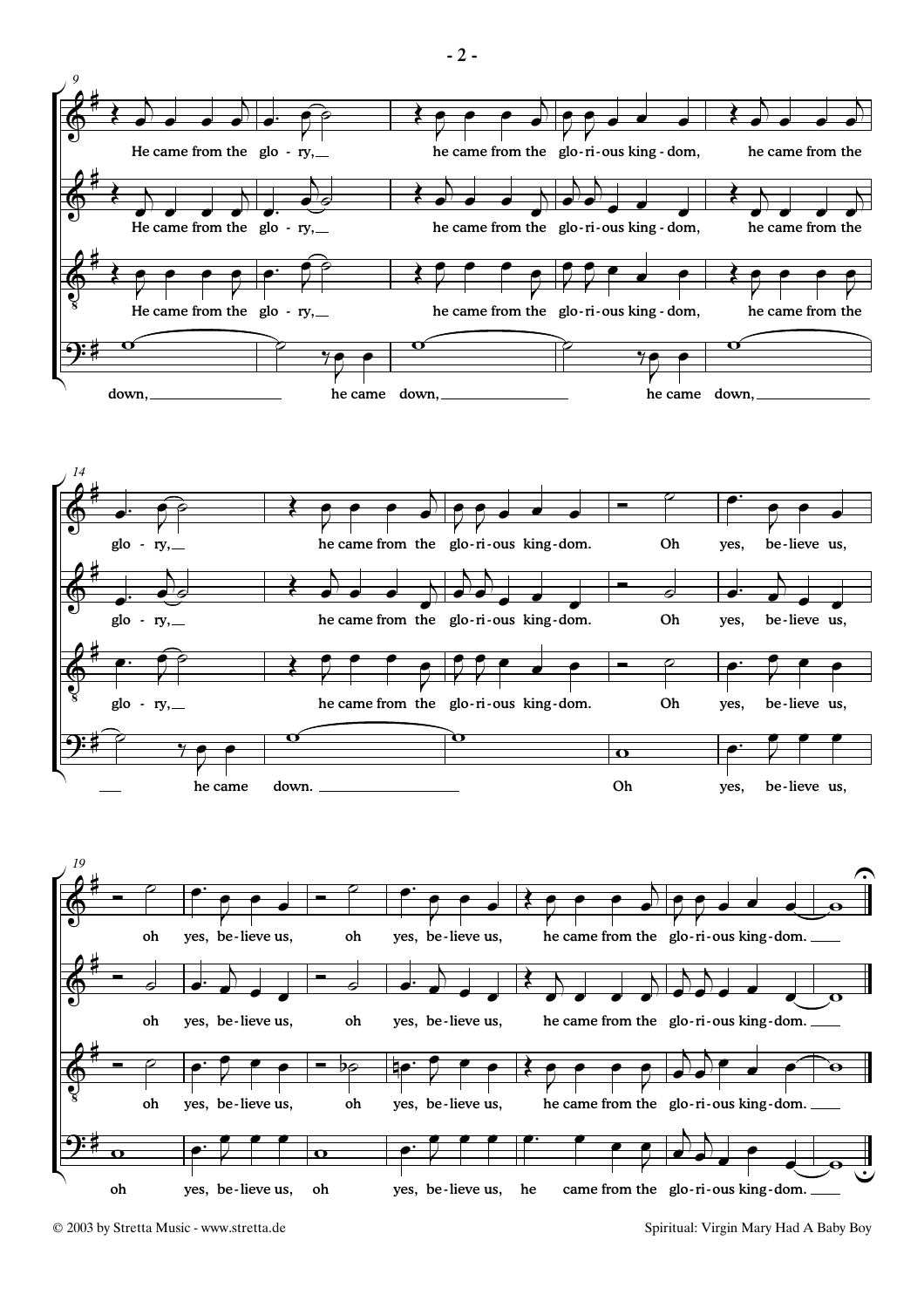9

He came from the glo - ry, he came from the glo-ri-ous king - dom, he came from the

He came from the glo - ry, he came from the glo-ri-ous king - dom, he came from the

He came from the glo - ry, he came from the glo-ri-ous king - dom, he came from the

down, he came down, he came down,

14

glo - ry, he came from the glo-ri-ous king-dom. Oh yes, be-lieve us,

glo - ry, he came from the glo-ri-ous king-dom. Oh yes, be-lieve us,

glo - ry, he came from the glo-ri-ous king-dom. Oh yes, be-lieve us,

he came down. Oh yes, be-lieve us,

19

oh yes, be-lieve us, oh yes, be-lieve us, he came from the glo-ri-ous king-dom.

oh yes, be-lieve us, oh yes, be-lieve us, he came from the glo-ri-ous king-dom.

oh yes, be-lieve us, oh yes, be-lieve us, he came from the glo-ri-ous king-dom.

oh yes, be-lieve us, oh yes, be-lieve us, he came from the glo-ri-ous king-dom.